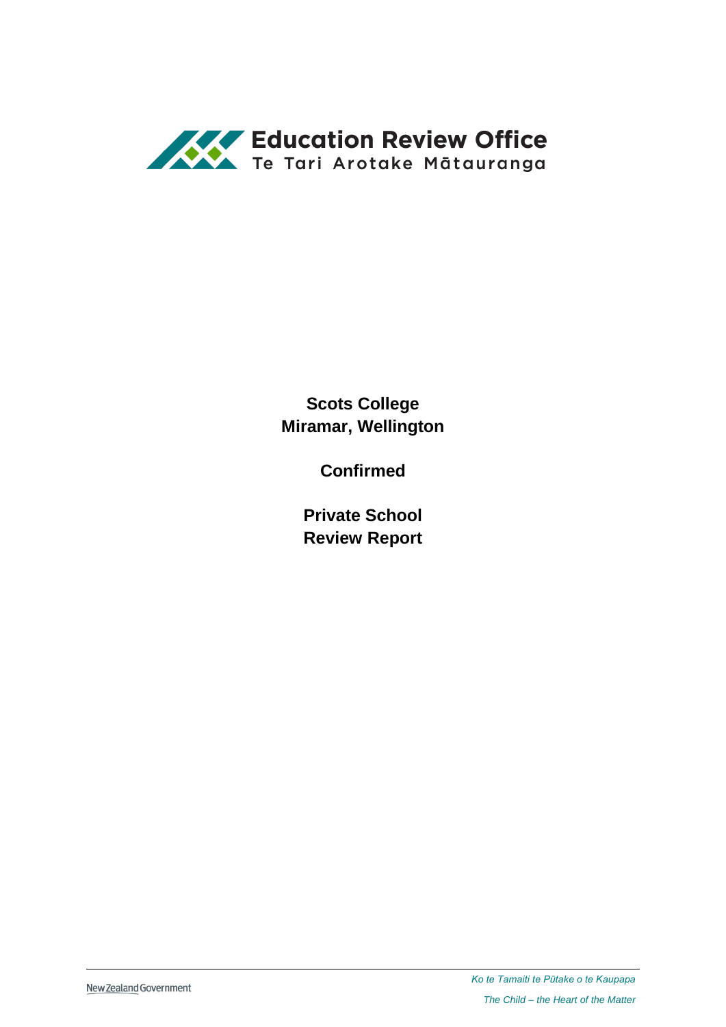**Education Review Office**
Te Tari Arotake Mātauranga

# Scots College
# Miramar, Wellington

## Confirmed

## Private School
## Review Report

New Zealand Government

*Ko te Tamaiti te Pūtake o te Kaupapa*

*The Child – the Heart of the Matter*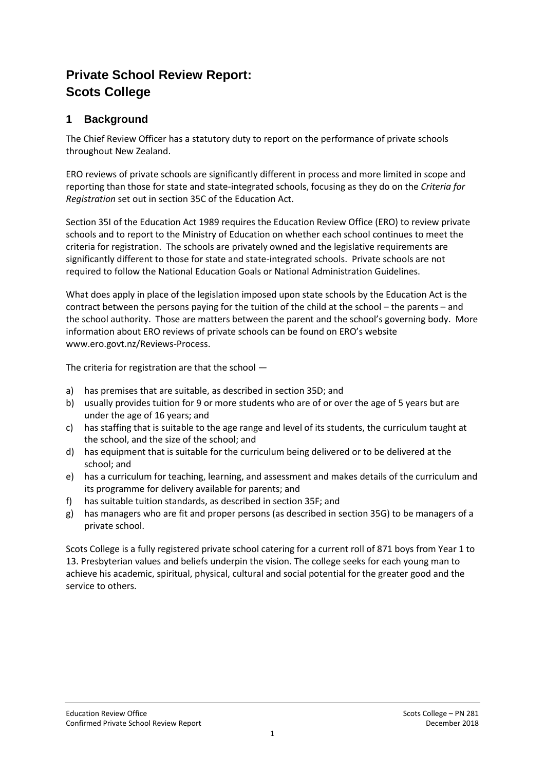# Private School Review Report: Scots College

## 1 Background

The Chief Review Officer has a statutory duty to report on the performance of private schools throughout New Zealand.

ERO reviews of private schools are significantly different in process and more limited in scope and reporting than those for state and state-integrated schools, focusing as they do on the *Criteria for Registration* set out in section 35C of the Education Act.

Section 35I of the Education Act 1989 requires the Education Review Office (ERO) to review private schools and to report to the Ministry of Education on whether each school continues to meet the criteria for registration. The schools are privately owned and the legislative requirements are significantly different to those for state and state-integrated schools. Private schools are not required to follow the National Education Goals or National Administration Guidelines.

What does apply in place of the legislation imposed upon state schools by the Education Act is the contract between the persons paying for the tuition of the child at the school – the parents – and the school authority. Those are matters between the parent and the school's governing body. More information about ERO reviews of private schools can be found on ERO's website www.ero.govt.nz/Reviews-Process.

The criteria for registration are that the school —

a) has premises that are suitable, as described in section 35D; and
b) usually provides tuition for 9 or more students who are of or over the age of 5 years but are under the age of 16 years; and
c) has staffing that is suitable to the age range and level of its students, the curriculum taught at the school, and the size of the school; and
d) has equipment that is suitable for the curriculum being delivered or to be delivered at the school; and
e) has a curriculum for teaching, learning, and assessment and makes details of the curriculum and its programme for delivery available for parents; and
f) has suitable tuition standards, as described in section 35F; and
g) has managers who are fit and proper persons (as described in section 35G) to be managers of a private school.

Scots College is a fully registered private school catering for a current roll of 871 boys from Year 1 to 13. Presbyterian values and beliefs underpin the vision. The college seeks for each young man to achieve his academic, spiritual, physical, cultural and social potential for the greater good and the service to others.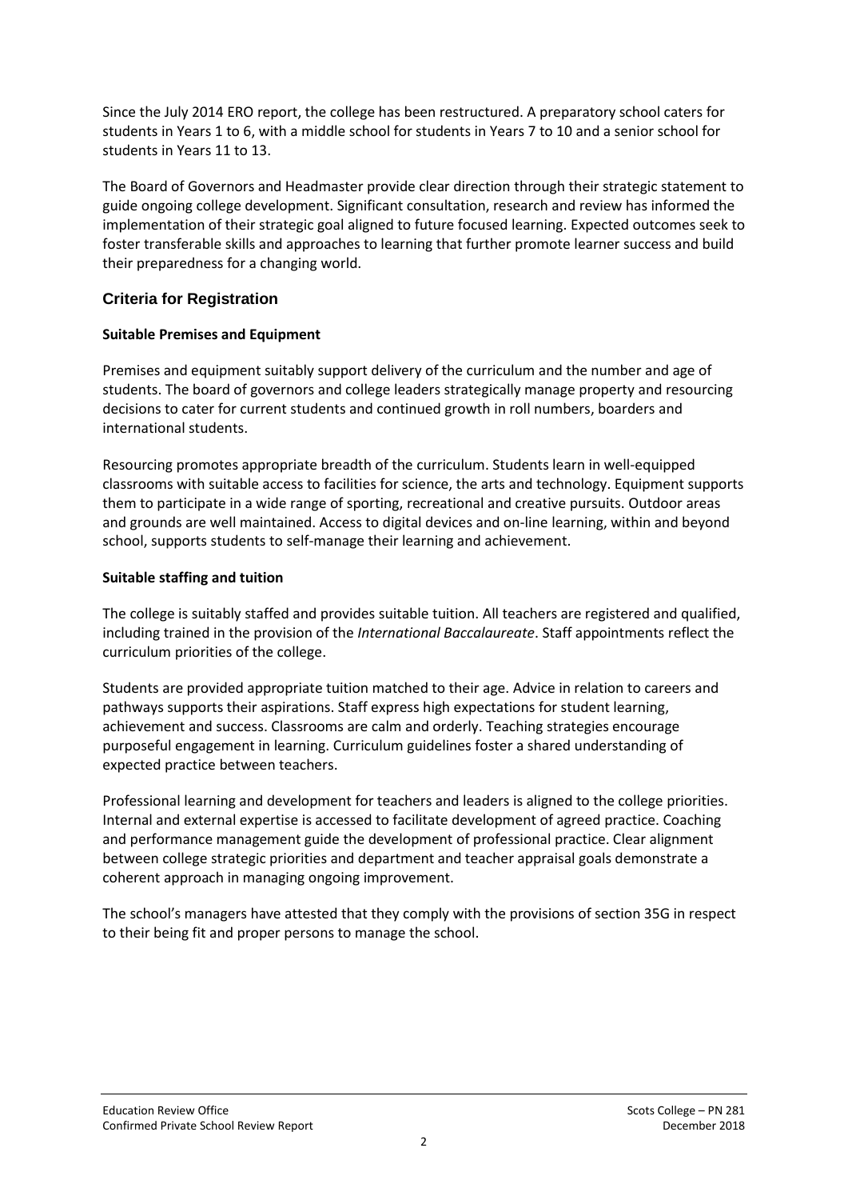Since the July 2014 ERO report, the college has been restructured. A preparatory school caters for students in Years 1 to 6, with a middle school for students in Years 7 to 10 and a senior school for students in Years 11 to 13.

The Board of Governors and Headmaster provide clear direction through their strategic statement to guide ongoing college development. Significant consultation, research and review has informed the implementation of their strategic goal aligned to future focused learning. Expected outcomes seek to foster transferable skills and approaches to learning that further promote learner success and build their preparedness for a changing world.

## Criteria for Registration

### Suitable Premises and Equipment

Premises and equipment suitably support delivery of the curriculum and the number and age of students. The board of governors and college leaders strategically manage property and resourcing decisions to cater for current students and continued growth in roll numbers, boarders and international students.

Resourcing promotes appropriate breadth of the curriculum. Students learn in well-equipped classrooms with suitable access to facilities for science, the arts and technology. Equipment supports them to participate in a wide range of sporting, recreational and creative pursuits. Outdoor areas and grounds are well maintained. Access to digital devices and on-line learning, within and beyond school, supports students to self-manage their learning and achievement.

### Suitable staffing and tuition

The college is suitably staffed and provides suitable tuition. All teachers are registered and qualified, including trained in the provision of the *International Baccalaureate*. Staff appointments reflect the curriculum priorities of the college.

Students are provided appropriate tuition matched to their age. Advice in relation to careers and pathways supports their aspirations. Staff express high expectations for student learning, achievement and success. Classrooms are calm and orderly. Teaching strategies encourage purposeful engagement in learning. Curriculum guidelines foster a shared understanding of expected practice between teachers.

Professional learning and development for teachers and leaders is aligned to the college priorities. Internal and external expertise is accessed to facilitate development of agreed practice. Coaching and performance management guide the development of professional practice. Clear alignment between college strategic priorities and department and teacher appraisal goals demonstrate a coherent approach in managing ongoing improvement.

The school's managers have attested that they comply with the provisions of section 35G in respect to their being fit and proper persons to manage the school.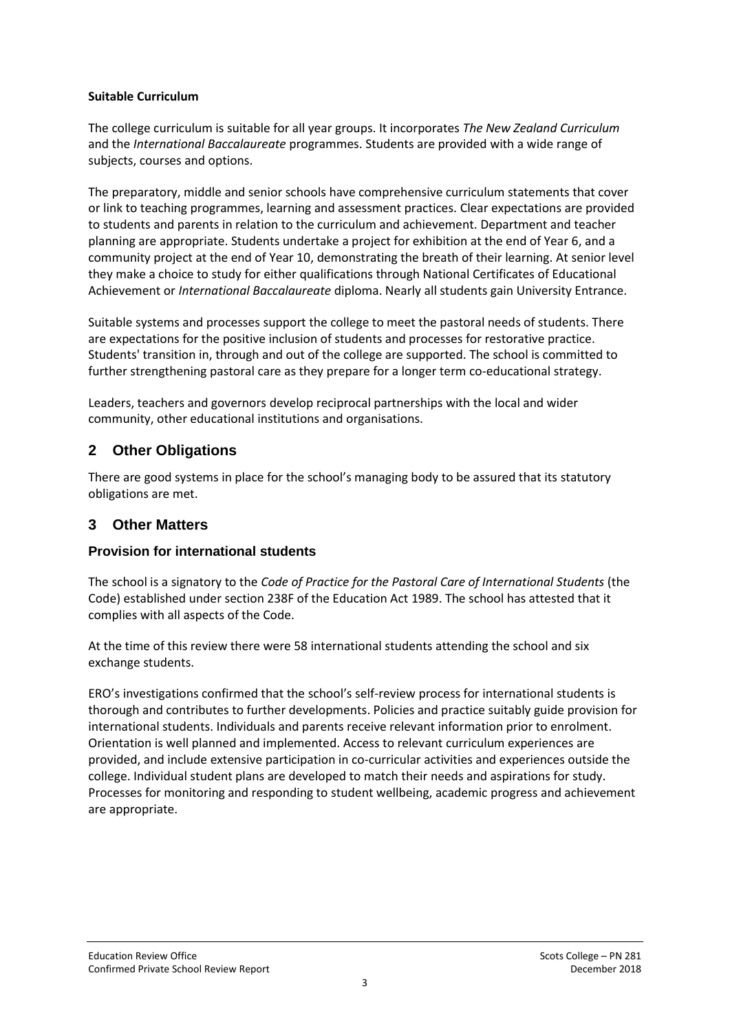**Suitable Curriculum**

The college curriculum is suitable for all year groups. It incorporates *The New Zealand Curriculum* and the *International Baccalaureate* programmes. Students are provided with a wide range of subjects, courses and options.

The preparatory, middle and senior schools have comprehensive curriculum statements that cover or link to teaching programmes, learning and assessment practices. Clear expectations are provided to students and parents in relation to the curriculum and achievement. Department and teacher planning are appropriate. Students undertake a project for exhibition at the end of Year 6, and a community project at the end of Year 10, demonstrating the breath of their learning. At senior level they make a choice to study for either qualifications through National Certificates of Educational Achievement or *International Baccalaureate* diploma. Nearly all students gain University Entrance.

Suitable systems and processes support the college to meet the pastoral needs of students. There are expectations for the positive inclusion of students and processes for restorative practice. Students' transition in, through and out of the college are supported. The school is committed to further strengthening pastoral care as they prepare for a longer term co-educational strategy.

Leaders, teachers and governors develop reciprocal partnerships with the local and wider community, other educational institutions and organisations.

## 2 Other Obligations

There are good systems in place for the school's managing body to be assured that its statutory obligations are met.

## 3 Other Matters

### Provision for international students

The school is a signatory to the *Code of Practice for the Pastoral Care of International Students* (the Code) established under section 238F of the Education Act 1989. The school has attested that it complies with all aspects of the Code.

At the time of this review there were 58 international students attending the school and six exchange students.

ERO's investigations confirmed that the school's self-review process for international students is thorough and contributes to further developments. Policies and practice suitably guide provision for international students. Individuals and parents receive relevant information prior to enrolment. Orientation is well planned and implemented. Access to relevant curriculum experiences are provided, and include extensive participation in co-curricular activities and experiences outside the college. Individual student plans are developed to match their needs and aspirations for study. Processes for monitoring and responding to student wellbeing, academic progress and achievement are appropriate.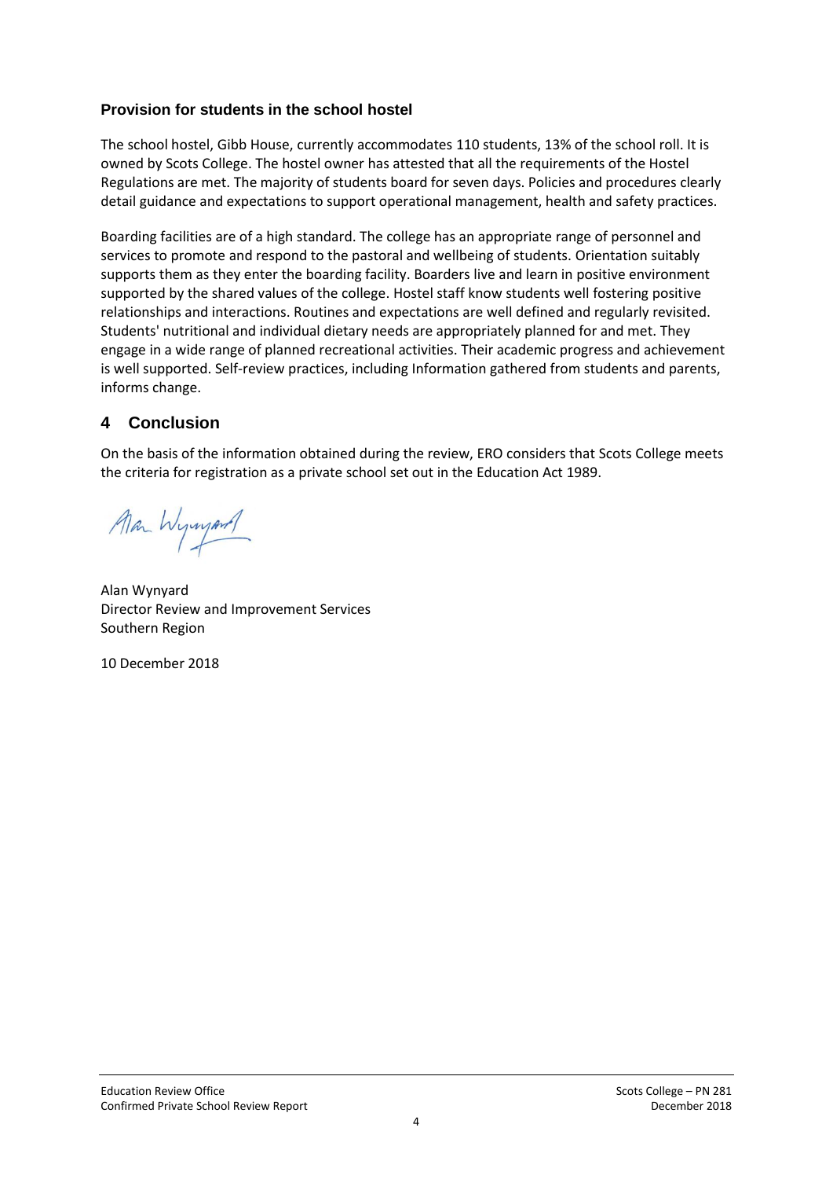### Provision for students in the school hostel

The school hostel, Gibb House, currently accommodates 110 students, 13% of the school roll. It is owned by Scots College. The hostel owner has attested that all the requirements of the Hostel Regulations are met. The majority of students board for seven days. Policies and procedures clearly detail guidance and expectations to support operational management, health and safety practices.

Boarding facilities are of a high standard. The college has an appropriate range of personnel and services to promote and respond to the pastoral and wellbeing of students. Orientation suitably supports them as they enter the boarding facility. Boarders live and learn in positive environment supported by the shared values of the college. Hostel staff know students well fostering positive relationships and interactions. Routines and expectations are well defined and regularly revisited. Students' nutritional and individual dietary needs are appropriately planned for and met. They engage in a wide range of planned recreational activities. Their academic progress and achievement is well supported. Self-review practices, including Information gathered from students and parents, informs change.

## 4 Conclusion

On the basis of the information obtained during the review, ERO considers that Scots College meets the criteria for registration as a private school set out in the Education Act 1989.

Alan Wynyard
Director Review and Improvement Services
Southern Region

10 December 2018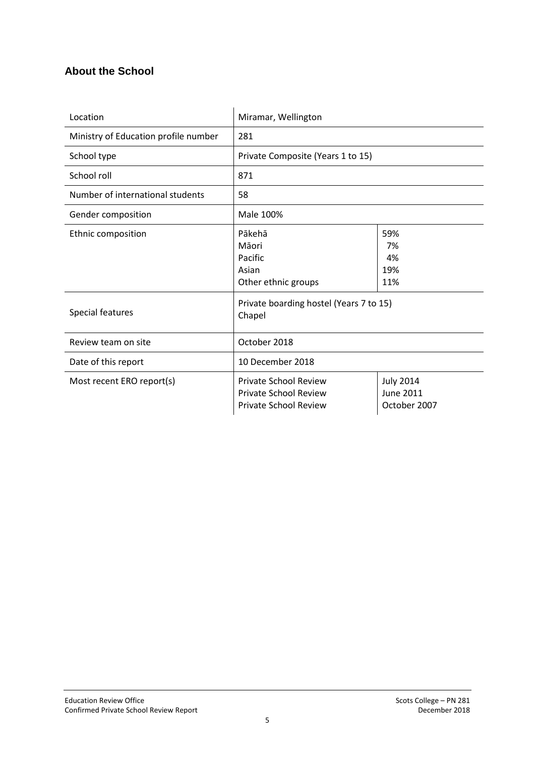## About the School

| | | |
|---|---|---|
| Location | Miramar, Wellington | |
| Ministry of Education profile number | 281 | |
| School type | Private Composite (Years 1 to 15) | |
| School roll | 871 | |
| Number of international students | 58 | |
| Gender composition | Male 100% | |
| Ethnic composition | Pākehā<br>Māori<br>Pacific<br>Asian<br>Other ethnic groups | 59%<br>7%<br>4%<br>19%<br>11% |
| Special features | Private boarding hostel (Years 7 to 15)<br>Chapel | |
| Review team on site | October 2018 | |
| Date of this report | 10 December 2018 | |
| Most recent ERO report(s) | Private School Review<br>Private School Review<br>Private School Review | July 2014<br>June 2011<br>October 2007 |